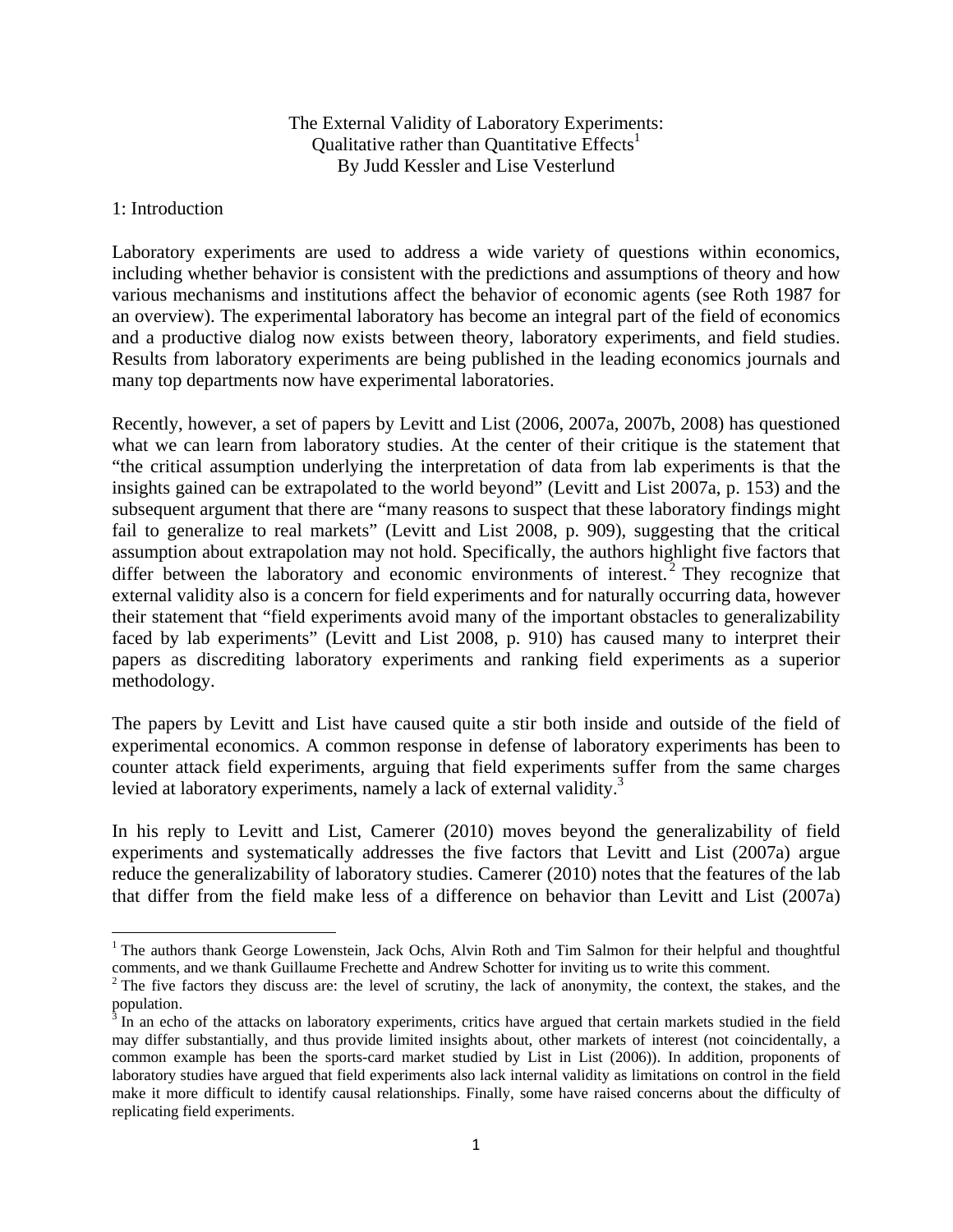# The External Validity of Laboratory Experiments: Qualitative rather than Quantitative Effects[1]

By Judd Kessler and Lise Vesterlund

## 1: Introduction

Laboratory experiments are used to address a wide variety of questions within economics, including whether behavior is consistent with the predictions and assumptions of theory and how various mechanisms and institutions affect the behavior of economic agents (see Roth 1987 for an overview). The experimental laboratory has become an integral part of the field of economics and a productive dialog now exists between theory, laboratory experiments, and field studies. Results from laboratory experiments are being published in the leading economics journals and many top departments now have experimental laboratories.

Recently, however, a set of papers by Levitt and List (2006, 2007a, 2007b, 2008) has questioned what we can learn from laboratory studies. At the center of their critique is the statement that "the critical assumption underlying the interpretation of data from lab experiments is that the insights gained can be extrapolated to the world beyond" (Levitt and List 2007a, p. 153) and the subsequent argument that there are "many reasons to suspect that these laboratory findings might fail to generalize to real markets" (Levitt and List 2008, p. 909), suggesting that the critical assumption about extrapolation may not hold. Specifically, the authors highlight five factors that differ between the laboratory and economic environments of interest.[2] They recognize that external validity also is a concern for field experiments and for naturally occurring data, however their statement that "field experiments avoid many of the important obstacles to generalizability faced by lab experiments" (Levitt and List 2008, p. 910) has caused many to interpret their papers as discrediting laboratory experiments and ranking field experiments as a superior methodology.

The papers by Levitt and List have caused quite a stir both inside and outside of the field of experimental economics. A common response in defense of laboratory experiments has been to counter attack field experiments, arguing that field experiments suffer from the same charges levied at laboratory experiments, namely a lack of external validity.[3]

In his reply to Levitt and List, Camerer (2010) moves beyond the generalizability of field experiments and systematically addresses the five factors that Levitt and List (2007a) argue reduce the generalizability of laboratory studies. Camerer (2010) notes that the features of the lab that differ from the field make less of a difference on behavior than Levitt and List (2007a)

---

[1] The authors thank George Lowenstein, Jack Ochs, Alvin Roth and Tim Salmon for their helpful and thoughtful comments, and we thank Guillaume Frechette and Andrew Schotter for inviting us to write this comment.

[2] The five factors they discuss are: the level of scrutiny, the lack of anonymity, the context, the stakes, and the population.

[3] In an echo of the attacks on laboratory experiments, critics have argued that certain markets studied in the field may differ substantially, and thus provide limited insights about, other markets of interest (not coincidentally, a common example has been the sports-card market studied by List in List (2006)). In addition, proponents of laboratory studies have argued that field experiments also lack internal validity as limitations on control in the field make it more difficult to identify causal relationships. Finally, some have raised concerns about the difficulty of replicating field experiments.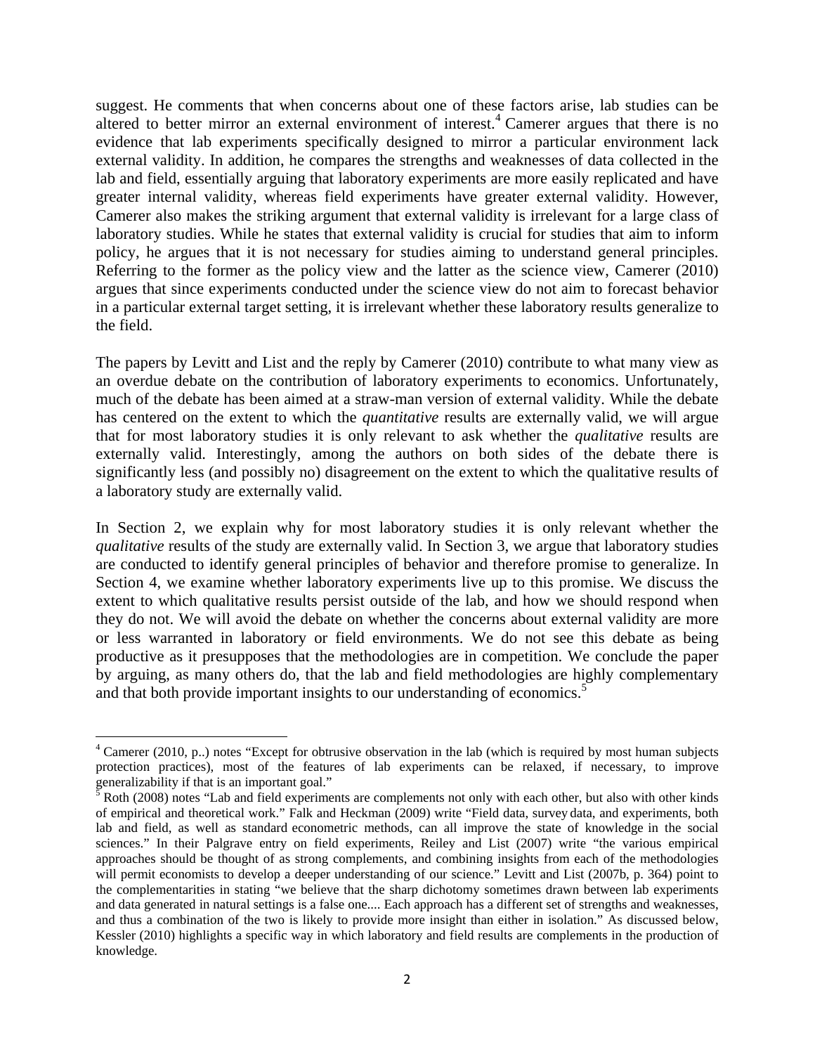suggest. He comments that when concerns about one of these factors arise, lab studies can be altered to better mirror an external environment of interest.[4] Camerer argues that there is no evidence that lab experiments specifically designed to mirror a particular environment lack external validity. In addition, he compares the strengths and weaknesses of data collected in the lab and field, essentially arguing that laboratory experiments are more easily replicated and have greater internal validity, whereas field experiments have greater external validity. However, Camerer also makes the striking argument that external validity is irrelevant for a large class of laboratory studies. While he states that external validity is crucial for studies that aim to inform policy, he argues that it is not necessary for studies aiming to understand general principles. Referring to the former as the policy view and the latter as the science view, Camerer (2010) argues that since experiments conducted under the science view do not aim to forecast behavior in a particular external target setting, it is irrelevant whether these laboratory results generalize to the field.

The papers by Levitt and List and the reply by Camerer (2010) contribute to what many view as an overdue debate on the contribution of laboratory experiments to economics. Unfortunately, much of the debate has been aimed at a straw-man version of external validity. While the debate has centered on the extent to which the *quantitative* results are externally valid, we will argue that for most laboratory studies it is only relevant to ask whether the *qualitative* results are externally valid. Interestingly, among the authors on both sides of the debate there is significantly less (and possibly no) disagreement on the extent to which the qualitative results of a laboratory study are externally valid.

In Section 2, we explain why for most laboratory studies it is only relevant whether the *qualitative* results of the study are externally valid. In Section 3, we argue that laboratory studies are conducted to identify general principles of behavior and therefore promise to generalize. In Section 4, we examine whether laboratory experiments live up to this promise. We discuss the extent to which qualitative results persist outside of the lab, and how we should respond when they do not. We will avoid the debate on whether the concerns about external validity are more or less warranted in laboratory or field environments. We do not see this debate as being productive as it presupposes that the methodologies are in competition. We conclude the paper by arguing, as many others do, that the lab and field methodologies are highly complementary and that both provide important insights to our understanding of economics.[5]

---

[4] Camerer (2010, p..) notes "Except for obtrusive observation in the lab (which is required by most human subjects protection practices), most of the features of lab experiments can be relaxed, if necessary, to improve generalizability if that is an important goal."

[5] Roth (2008) notes "Lab and field experiments are complements not only with each other, but also with other kinds of empirical and theoretical work." Falk and Heckman (2009) write "Field data, survey data, and experiments, both lab and field, as well as standard econometric methods, can all improve the state of knowledge in the social sciences." In their Palgrave entry on field experiments, Reiley and List (2007) write "the various empirical approaches should be thought of as strong complements, and combining insights from each of the methodologies will permit economists to develop a deeper understanding of our science." Levitt and List (2007b, p. 364) point to the complementarities in stating "we believe that the sharp dichotomy sometimes drawn between lab experiments and data generated in natural settings is a false one.... Each approach has a different set of strengths and weaknesses, and thus a combination of the two is likely to provide more insight than either in isolation." As discussed below, Kessler (2010) highlights a specific way in which laboratory and field results are complements in the production of knowledge.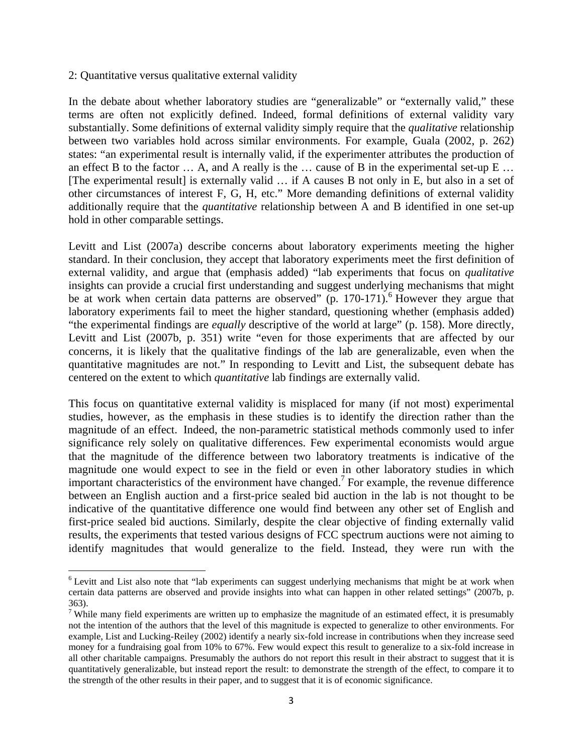## 2: Quantitative versus qualitative external validity

In the debate about whether laboratory studies are "generalizable" or "externally valid," these terms are often not explicitly defined. Indeed, formal definitions of external validity vary substantially. Some definitions of external validity simply require that the *qualitative* relationship between two variables hold across similar environments. For example, Guala (2002, p. 262) states: "an experimental result is internally valid, if the experimenter attributes the production of an effect B to the factor … A, and A really is the … cause of B in the experimental set-up E … [The experimental result] is externally valid … if A causes B not only in E, but also in a set of other circumstances of interest F, G, H, etc." More demanding definitions of external validity additionally require that the *quantitative* relationship between A and B identified in one set-up hold in other comparable settings.

Levitt and List (2007a) describe concerns about laboratory experiments meeting the higher standard. In their conclusion, they accept that laboratory experiments meet the first definition of external validity, and argue that (emphasis added) "lab experiments that focus on *qualitative* insights can provide a crucial first understanding and suggest underlying mechanisms that might be at work when certain data patterns are observed" (p. 170-171).[6] However they argue that laboratory experiments fail to meet the higher standard, questioning whether (emphasis added) "the experimental findings are *equally* descriptive of the world at large" (p. 158). More directly, Levitt and List (2007b, p. 351) write "even for those experiments that are affected by our concerns, it is likely that the qualitative findings of the lab are generalizable, even when the quantitative magnitudes are not." In responding to Levitt and List, the subsequent debate has centered on the extent to which *quantitative* lab findings are externally valid.

This focus on quantitative external validity is misplaced for many (if not most) experimental studies, however, as the emphasis in these studies is to identify the direction rather than the magnitude of an effect. Indeed, the non-parametric statistical methods commonly used to infer significance rely solely on qualitative differences. Few experimental economists would argue that the magnitude of the difference between two laboratory treatments is indicative of the magnitude one would expect to see in the field or even in other laboratory studies in which important characteristics of the environment have changed.[7] For example, the revenue difference between an English auction and a first-price sealed bid auction in the lab is not thought to be indicative of the quantitative difference one would find between any other set of English and first-price sealed bid auctions. Similarly, despite the clear objective of finding externally valid results, the experiments that tested various designs of FCC spectrum auctions were not aiming to identify magnitudes that would generalize to the field. Instead, they were run with the

[6] Levitt and List also note that "lab experiments can suggest underlying mechanisms that might be at work when certain data patterns are observed and provide insights into what can happen in other related settings" (2007b, p. 363).

[7] While many field experiments are written up to emphasize the magnitude of an estimated effect, it is presumably not the intention of the authors that the level of this magnitude is expected to generalize to other environments. For example, List and Lucking-Reiley (2002) identify a nearly six-fold increase in contributions when they increase seed money for a fundraising goal from 10% to 67%. Few would expect this result to generalize to a six-fold increase in all other charitable campaigns. Presumably the authors do not report this result in their abstract to suggest that it is quantitatively generalizable, but instead report the result: to demonstrate the strength of the effect, to compare it to the strength of the other results in their paper, and to suggest that it is of economic significance.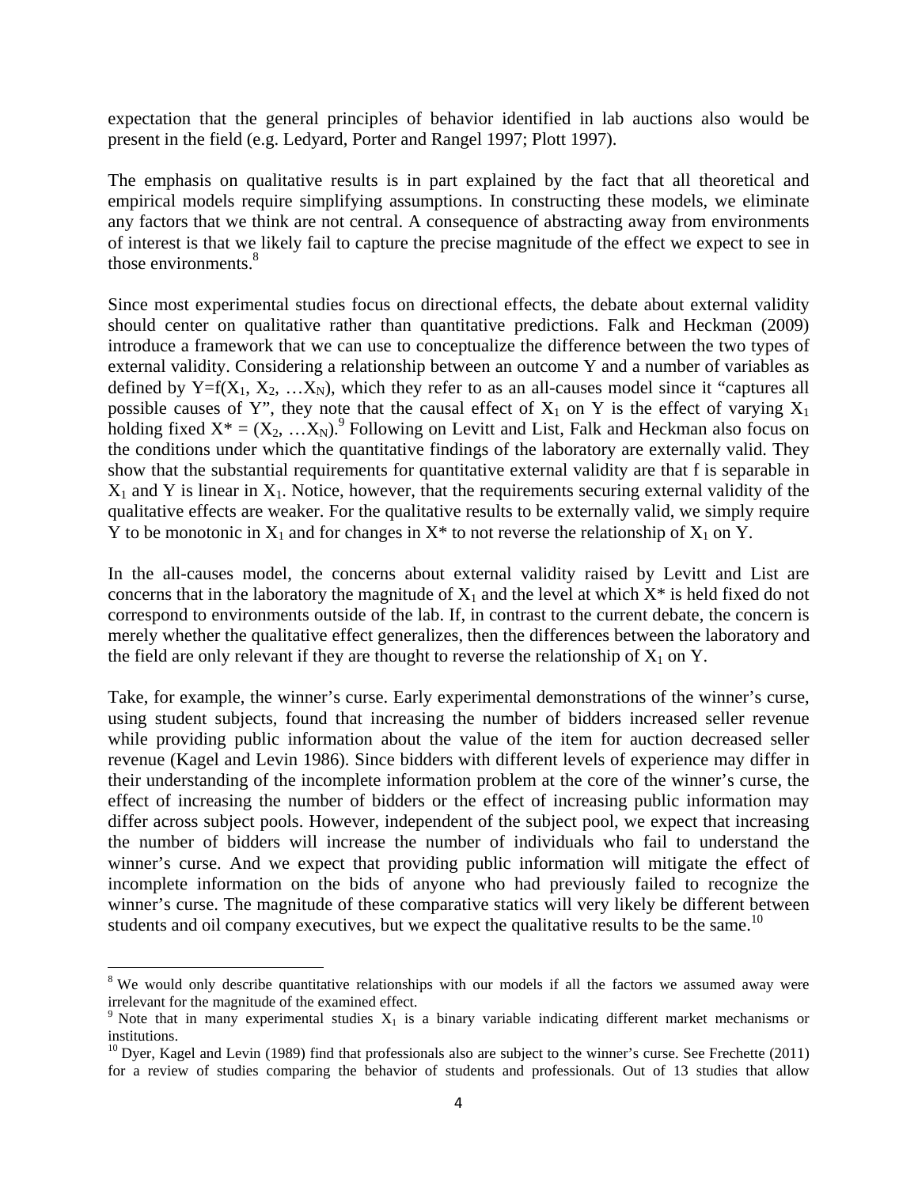expectation that the general principles of behavior identified in lab auctions also would be present in the field (e.g. Ledyard, Porter and Rangel 1997; Plott 1997).

The emphasis on qualitative results is in part explained by the fact that all theoretical and empirical models require simplifying assumptions. In constructing these models, we eliminate any factors that we think are not central. A consequence of abstracting away from environments of interest is that we likely fail to capture the precise magnitude of the effect we expect to see in those environments.[8]

Since most experimental studies focus on directional effects, the debate about external validity should center on qualitative rather than quantitative predictions. Falk and Heckman (2009) introduce a framework that we can use to conceptualize the difference between the two types of external validity. Considering a relationship between an outcome Y and a number of variables as defined by $Y=f(X_1, X_2, \ldots X_N)$, which they refer to as an all-causes model since it "captures all possible causes of Y", they note that the causal effect of $X_1$ on Y is the effect of varying $X_1$ holding fixed $X^* = (X_2, \ldots X_N)$.[9] Following on Levitt and List, Falk and Heckman also focus on the conditions under which the quantitative findings of the laboratory are externally valid. They show that the substantial requirements for quantitative external validity are that f is separable in $X_1$ and Y is linear in $X_1$. Notice, however, that the requirements securing external validity of the qualitative effects are weaker. For the qualitative results to be externally valid, we simply require Y to be monotonic in $X_1$ and for changes in $X^*$ to not reverse the relationship of $X_1$ on Y.

In the all-causes model, the concerns about external validity raised by Levitt and List are concerns that in the laboratory the magnitude of $X_1$ and the level at which $X^*$ is held fixed do not correspond to environments outside of the lab. If, in contrast to the current debate, the concern is merely whether the qualitative effect generalizes, then the differences between the laboratory and the field are only relevant if they are thought to reverse the relationship of $X_1$ on Y.

Take, for example, the winner's curse. Early experimental demonstrations of the winner's curse, using student subjects, found that increasing the number of bidders increased seller revenue while providing public information about the value of the item for auction decreased seller revenue (Kagel and Levin 1986). Since bidders with different levels of experience may differ in their understanding of the incomplete information problem at the core of the winner's curse, the effect of increasing the number of bidders or the effect of increasing public information may differ across subject pools. However, independent of the subject pool, we expect that increasing the number of bidders will increase the number of individuals who fail to understand the winner's curse. And we expect that providing public information will mitigate the effect of incomplete information on the bids of anyone who had previously failed to recognize the winner's curse. The magnitude of these comparative statics will very likely be different between students and oil company executives, but we expect the qualitative results to be the same.[10]

---

[8] We would only describe quantitative relationships with our models if all the factors we assumed away were irrelevant for the magnitude of the examined effect.

[9] Note that in many experimental studies $X_1$ is a binary variable indicating different market mechanisms or institutions.

[10] Dyer, Kagel and Levin (1989) find that professionals also are subject to the winner's curse. See Frechette (2011) for a review of studies comparing the behavior of students and professionals. Out of 13 studies that allow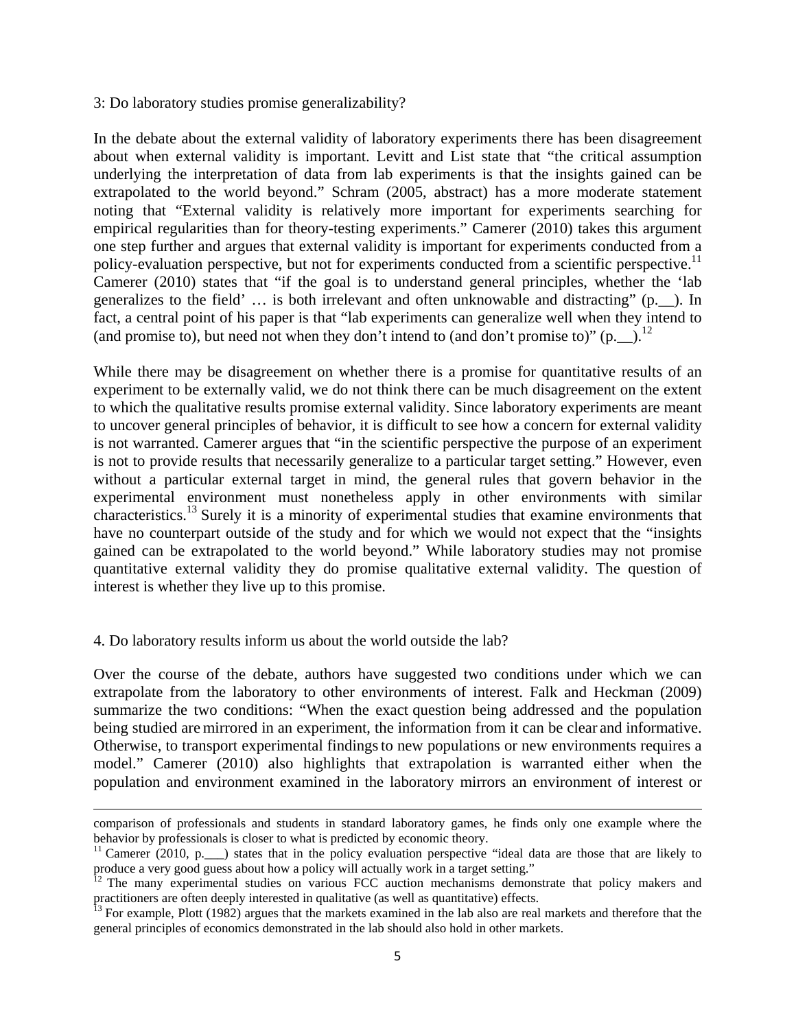3: Do laboratory studies promise generalizability?

In the debate about the external validity of laboratory experiments there has been disagreement about when external validity is important. Levitt and List state that "the critical assumption underlying the interpretation of data from lab experiments is that the insights gained can be extrapolated to the world beyond." Schram (2005, abstract) has a more moderate statement noting that "External validity is relatively more important for experiments searching for empirical regularities than for theory-testing experiments." Camerer (2010) takes this argument one step further and argues that external validity is important for experiments conducted from a policy-evaluation perspective, but not for experiments conducted from a scientific perspective.[11] Camerer (2010) states that "if the goal is to understand general principles, whether the 'lab generalizes to the field' … is both irrelevant and often unknowable and distracting" (p.__). In fact, a central point of his paper is that "lab experiments can generalize well when they intend to (and promise to), but need not when they don't intend to (and don't promise to)" (p.__).[12]

While there may be disagreement on whether there is a promise for quantitative results of an experiment to be externally valid, we do not think there can be much disagreement on the extent to which the qualitative results promise external validity. Since laboratory experiments are meant to uncover general principles of behavior, it is difficult to see how a concern for external validity is not warranted. Camerer argues that "in the scientific perspective the purpose of an experiment is not to provide results that necessarily generalize to a particular target setting." However, even without a particular external target in mind, the general rules that govern behavior in the experimental environment must nonetheless apply in other environments with similar characteristics.[13] Surely it is a minority of experimental studies that examine environments that have no counterpart outside of the study and for which we would not expect that the "insights gained can be extrapolated to the world beyond." While laboratory studies may not promise quantitative external validity they do promise qualitative external validity. The question of interest is whether they live up to this promise.

4. Do laboratory results inform us about the world outside the lab?

Over the course of the debate, authors have suggested two conditions under which we can extrapolate from the laboratory to other environments of interest. Falk and Heckman (2009) summarize the two conditions: "When the exact question being addressed and the population being studied are mirrored in an experiment, the information from it can be clear and informative. Otherwise, to transport experimental findings to new populations or new environments requires a model." Camerer (2010) also highlights that extrapolation is warranted either when the population and environment examined in the laboratory mirrors an environment of interest or

---

comparison of professionals and students in standard laboratory games, he finds only one example where the behavior by professionals is closer to what is predicted by economic theory.

[11] Camerer (2010, p.___) states that in the policy evaluation perspective "ideal data are those that are likely to produce a very good guess about how a policy will actually work in a target setting."

[12] The many experimental studies on various FCC auction mechanisms demonstrate that policy makers and practitioners are often deeply interested in qualitative (as well as quantitative) effects.

[13] For example, Plott (1982) argues that the markets examined in the lab also are real markets and therefore that the general principles of economics demonstrated in the lab should also hold in other markets.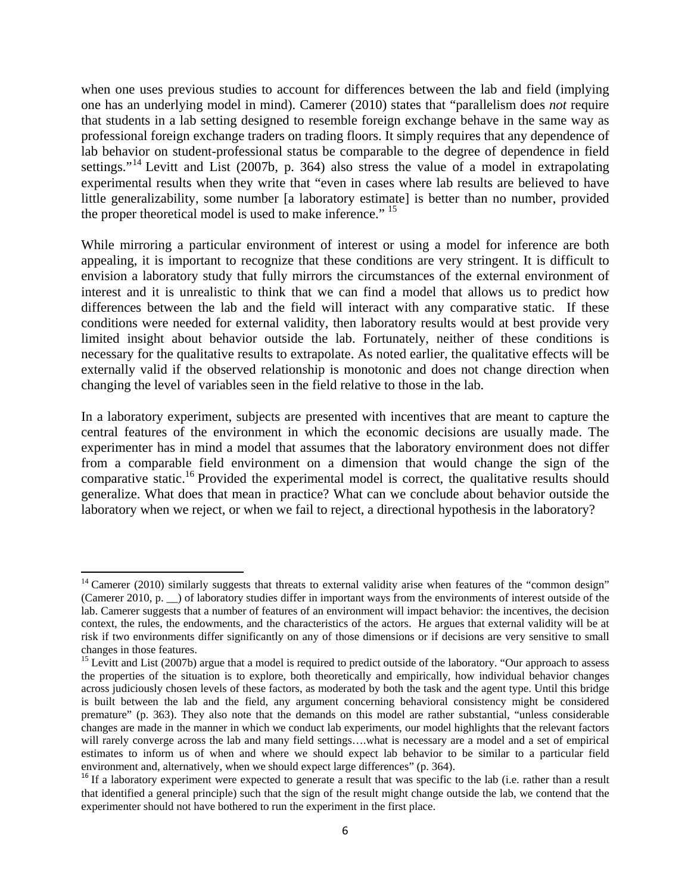when one uses previous studies to account for differences between the lab and field (implying one has an underlying model in mind). Camerer (2010) states that "parallelism does *not* require that students in a lab setting designed to resemble foreign exchange behave in the same way as professional foreign exchange traders on trading floors. It simply requires that any dependence of lab behavior on student-professional status be comparable to the degree of dependence in field settings."[14] Levitt and List (2007b, p. 364) also stress the value of a model in extrapolating experimental results when they write that "even in cases where lab results are believed to have little generalizability, some number [a laboratory estimate] is better than no number, provided the proper theoretical model is used to make inference." [15]

While mirroring a particular environment of interest or using a model for inference are both appealing, it is important to recognize that these conditions are very stringent. It is difficult to envision a laboratory study that fully mirrors the circumstances of the external environment of interest and it is unrealistic to think that we can find a model that allows us to predict how differences between the lab and the field will interact with any comparative static. If these conditions were needed for external validity, then laboratory results would at best provide very limited insight about behavior outside the lab. Fortunately, neither of these conditions is necessary for the qualitative results to extrapolate. As noted earlier, the qualitative effects will be externally valid if the observed relationship is monotonic and does not change direction when changing the level of variables seen in the field relative to those in the lab.

In a laboratory experiment, subjects are presented with incentives that are meant to capture the central features of the environment in which the economic decisions are usually made. The experimenter has in mind a model that assumes that the laboratory environment does not differ from a comparable field environment on a dimension that would change the sign of the comparative static.[16] Provided the experimental model is correct, the qualitative results should generalize. What does that mean in practice? What can we conclude about behavior outside the laboratory when we reject, or when we fail to reject, a directional hypothesis in the laboratory?

---

[14] Camerer (2010) similarly suggests that threats to external validity arise when features of the "common design" (Camerer 2010, p. __) of laboratory studies differ in important ways from the environments of interest outside of the lab. Camerer suggests that a number of features of an environment will impact behavior: the incentives, the decision context, the rules, the endowments, and the characteristics of the actors. He argues that external validity will be at risk if two environments differ significantly on any of those dimensions or if decisions are very sensitive to small changes in those features.

[15] Levitt and List (2007b) argue that a model is required to predict outside of the laboratory. "Our approach to assess the properties of the situation is to explore, both theoretically and empirically, how individual behavior changes across judiciously chosen levels of these factors, as moderated by both the task and the agent type. Until this bridge is built between the lab and the field, any argument concerning behavioral consistency might be considered premature" (p. 363). They also note that the demands on this model are rather substantial, "unless considerable changes are made in the manner in which we conduct lab experiments, our model highlights that the relevant factors will rarely converge across the lab and many field settings….what is necessary are a model and a set of empirical estimates to inform us of when and where we should expect lab behavior to be similar to a particular field environment and, alternatively, when we should expect large differences" (p. 364).

[16] If a laboratory experiment were expected to generate a result that was specific to the lab (i.e. rather than a result that identified a general principle) such that the sign of the result might change outside the lab, we contend that the experimenter should not have bothered to run the experiment in the first place.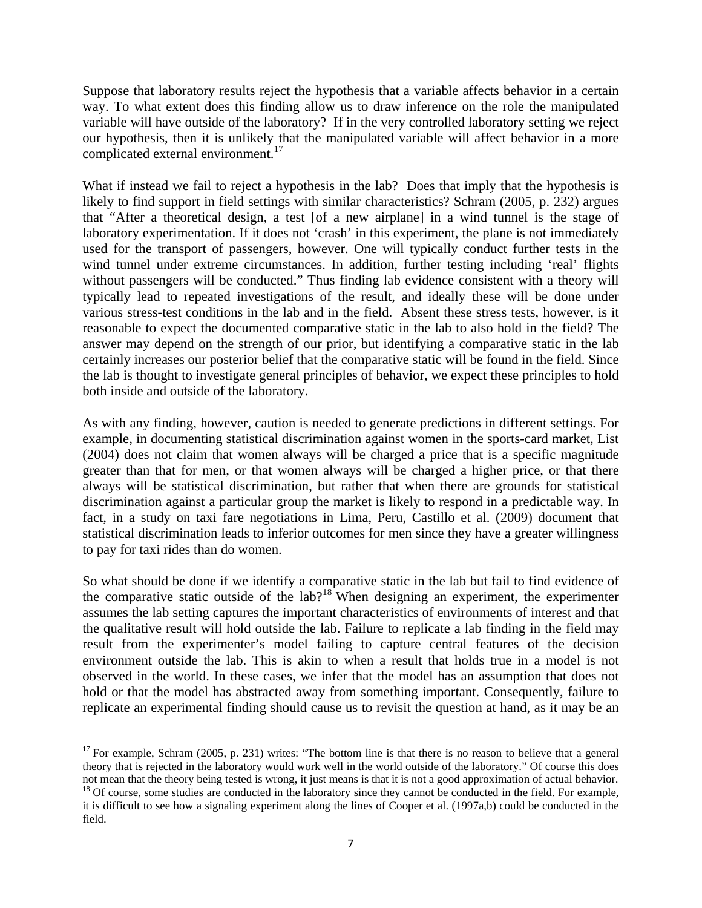Suppose that laboratory results reject the hypothesis that a variable affects behavior in a certain way. To what extent does this finding allow us to draw inference on the role the manipulated variable will have outside of the laboratory? If in the very controlled laboratory setting we reject our hypothesis, then it is unlikely that the manipulated variable will affect behavior in a more complicated external environment.[17]

What if instead we fail to reject a hypothesis in the lab? Does that imply that the hypothesis is likely to find support in field settings with similar characteristics? Schram (2005, p. 232) argues that "After a theoretical design, a test [of a new airplane] in a wind tunnel is the stage of laboratory experimentation. If it does not 'crash' in this experiment, the plane is not immediately used for the transport of passengers, however. One will typically conduct further tests in the wind tunnel under extreme circumstances. In addition, further testing including 'real' flights without passengers will be conducted." Thus finding lab evidence consistent with a theory will typically lead to repeated investigations of the result, and ideally these will be done under various stress-test conditions in the lab and in the field. Absent these stress tests, however, is it reasonable to expect the documented comparative static in the lab to also hold in the field? The answer may depend on the strength of our prior, but identifying a comparative static in the lab certainly increases our posterior belief that the comparative static will be found in the field. Since the lab is thought to investigate general principles of behavior, we expect these principles to hold both inside and outside of the laboratory.

As with any finding, however, caution is needed to generate predictions in different settings. For example, in documenting statistical discrimination against women in the sports-card market, List (2004) does not claim that women always will be charged a price that is a specific magnitude greater than that for men, or that women always will be charged a higher price, or that there always will be statistical discrimination, but rather that when there are grounds for statistical discrimination against a particular group the market is likely to respond in a predictable way. In fact, in a study on taxi fare negotiations in Lima, Peru, Castillo et al. (2009) document that statistical discrimination leads to inferior outcomes for men since they have a greater willingness to pay for taxi rides than do women.

So what should be done if we identify a comparative static in the lab but fail to find evidence of the comparative static outside of the lab?[18] When designing an experiment, the experimenter assumes the lab setting captures the important characteristics of environments of interest and that the qualitative result will hold outside the lab. Failure to replicate a lab finding in the field may result from the experimenter's model failing to capture central features of the decision environment outside the lab. This is akin to when a result that holds true in a model is not observed in the world. In these cases, we infer that the model has an assumption that does not hold or that the model has abstracted away from something important. Consequently, failure to replicate an experimental finding should cause us to revisit the question at hand, as it may be an

[17] For example, Schram (2005, p. 231) writes: "The bottom line is that there is no reason to believe that a general theory that is rejected in the laboratory would work well in the world outside of the laboratory." Of course this does not mean that the theory being tested is wrong, it just means is that it is not a good approximation of actual behavior.

[18] Of course, some studies are conducted in the laboratory since they cannot be conducted in the field. For example, it is difficult to see how a signaling experiment along the lines of Cooper et al. (1997a,b) could be conducted in the field.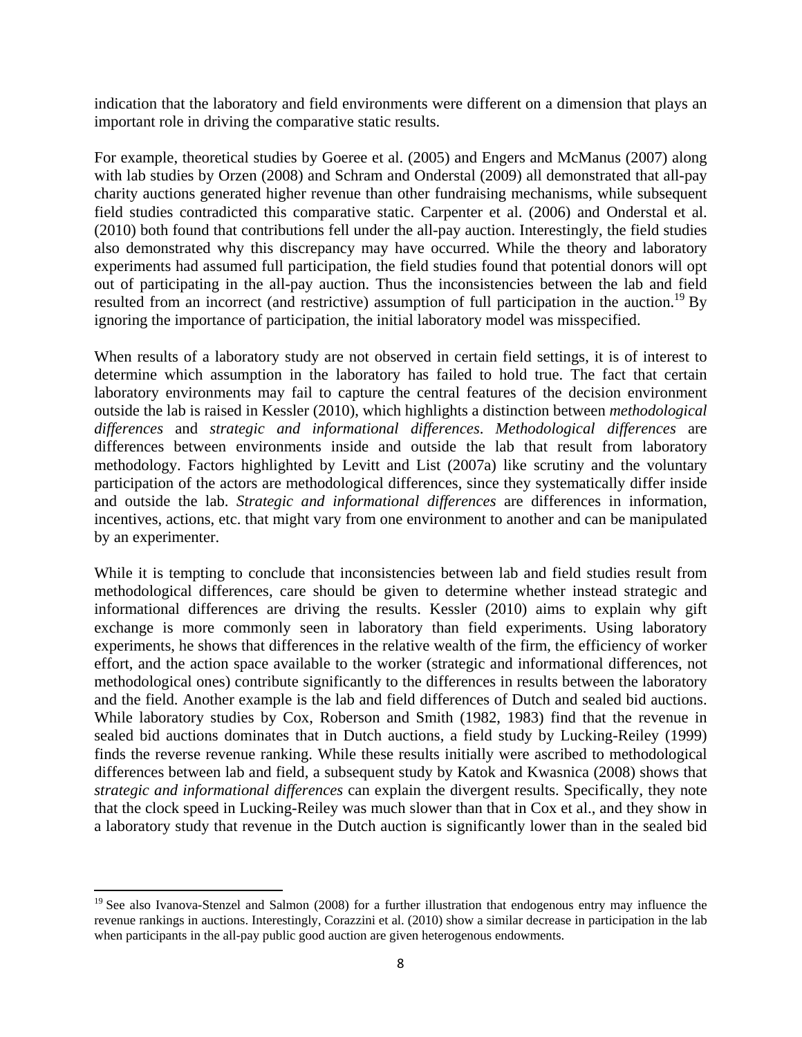indication that the laboratory and field environments were different on a dimension that plays an important role in driving the comparative static results.

For example, theoretical studies by Goeree et al. (2005) and Engers and McManus (2007) along with lab studies by Orzen (2008) and Schram and Onderstal (2009) all demonstrated that all-pay charity auctions generated higher revenue than other fundraising mechanisms, while subsequent field studies contradicted this comparative static. Carpenter et al. (2006) and Onderstal et al. (2010) both found that contributions fell under the all-pay auction. Interestingly, the field studies also demonstrated why this discrepancy may have occurred. While the theory and laboratory experiments had assumed full participation, the field studies found that potential donors will opt out of participating in the all-pay auction. Thus the inconsistencies between the lab and field resulted from an incorrect (and restrictive) assumption of full participation in the auction.[19] By ignoring the importance of participation, the initial laboratory model was misspecified.

When results of a laboratory study are not observed in certain field settings, it is of interest to determine which assumption in the laboratory has failed to hold true. The fact that certain laboratory environments may fail to capture the central features of the decision environment outside the lab is raised in Kessler (2010), which highlights a distinction between *methodological differences* and *strategic and informational differences*. *Methodological differences* are differences between environments inside and outside the lab that result from laboratory methodology. Factors highlighted by Levitt and List (2007a) like scrutiny and the voluntary participation of the actors are methodological differences, since they systematically differ inside and outside the lab. *Strategic and informational differences* are differences in information, incentives, actions, etc. that might vary from one environment to another and can be manipulated by an experimenter.

While it is tempting to conclude that inconsistencies between lab and field studies result from methodological differences, care should be given to determine whether instead strategic and informational differences are driving the results. Kessler (2010) aims to explain why gift exchange is more commonly seen in laboratory than field experiments. Using laboratory experiments, he shows that differences in the relative wealth of the firm, the efficiency of worker effort, and the action space available to the worker (strategic and informational differences, not methodological ones) contribute significantly to the differences in results between the laboratory and the field. Another example is the lab and field differences of Dutch and sealed bid auctions. While laboratory studies by Cox, Roberson and Smith (1982, 1983) find that the revenue in sealed bid auctions dominates that in Dutch auctions, a field study by Lucking-Reiley (1999) finds the reverse revenue ranking. While these results initially were ascribed to methodological differences between lab and field, a subsequent study by Katok and Kwasnica (2008) shows that *strategic and informational differences* can explain the divergent results. Specifically, they note that the clock speed in Lucking-Reiley was much slower than that in Cox et al., and they show in a laboratory study that revenue in the Dutch auction is significantly lower than in the sealed bid

[19] See also Ivanova-Stenzel and Salmon (2008) for a further illustration that endogenous entry may influence the revenue rankings in auctions. Interestingly, Corazzini et al. (2010) show a similar decrease in participation in the lab when participants in the all-pay public good auction are given heterogenous endowments.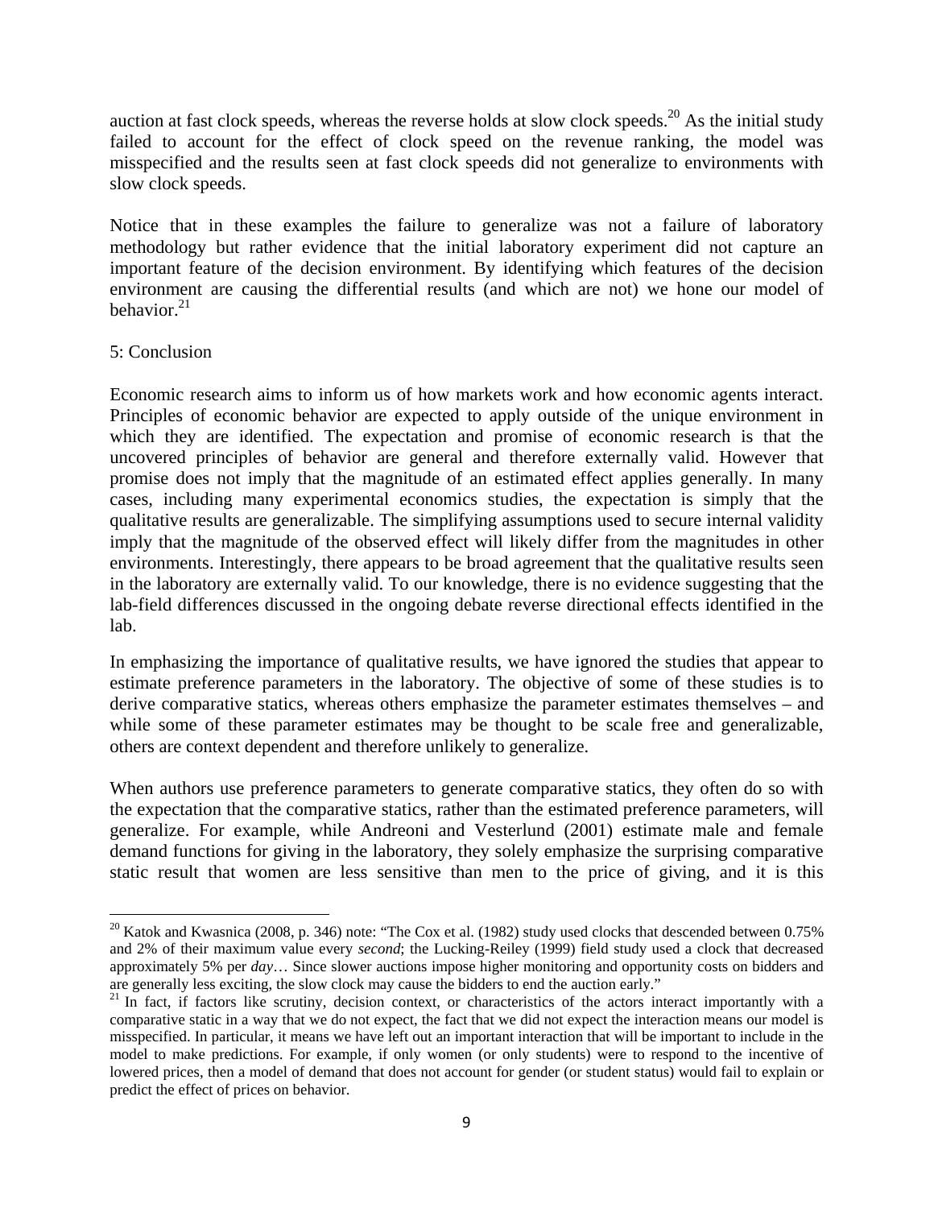auction at fast clock speeds, whereas the reverse holds at slow clock speeds.[20] As the initial study failed to account for the effect of clock speed on the revenue ranking, the model was misspecified and the results seen at fast clock speeds did not generalize to environments with slow clock speeds.

Notice that in these examples the failure to generalize was not a failure of laboratory methodology but rather evidence that the initial laboratory experiment did not capture an important feature of the decision environment. By identifying which features of the decision environment are causing the differential results (and which are not) we hone our model of behavior.[21]

## 5: Conclusion

Economic research aims to inform us of how markets work and how economic agents interact. Principles of economic behavior are expected to apply outside of the unique environment in which they are identified. The expectation and promise of economic research is that the uncovered principles of behavior are general and therefore externally valid. However that promise does not imply that the magnitude of an estimated effect applies generally. In many cases, including many experimental economics studies, the expectation is simply that the qualitative results are generalizable. The simplifying assumptions used to secure internal validity imply that the magnitude of the observed effect will likely differ from the magnitudes in other environments. Interestingly, there appears to be broad agreement that the qualitative results seen in the laboratory are externally valid. To our knowledge, there is no evidence suggesting that the lab-field differences discussed in the ongoing debate reverse directional effects identified in the lab.

In emphasizing the importance of qualitative results, we have ignored the studies that appear to estimate preference parameters in the laboratory. The objective of some of these studies is to derive comparative statics, whereas others emphasize the parameter estimates themselves – and while some of these parameter estimates may be thought to be scale free and generalizable, others are context dependent and therefore unlikely to generalize.

When authors use preference parameters to generate comparative statics, they often do so with the expectation that the comparative statics, rather than the estimated preference parameters, will generalize. For example, while Andreoni and Vesterlund (2001) estimate male and female demand functions for giving in the laboratory, they solely emphasize the surprising comparative static result that women are less sensitive than men to the price of giving, and it is this

---

[20] Katok and Kwasnica (2008, p. 346) note: "The Cox et al. (1982) study used clocks that descended between 0.75% and 2% of their maximum value every *second*; the Lucking-Reiley (1999) field study used a clock that decreased approximately 5% per *day*… Since slower auctions impose higher monitoring and opportunity costs on bidders and are generally less exciting, the slow clock may cause the bidders to end the auction early."

[21] In fact, if factors like scrutiny, decision context, or characteristics of the actors interact importantly with a comparative static in a way that we do not expect, the fact that we did not expect the interaction means our model is misspecified. In particular, it means we have left out an important interaction that will be important to include in the model to make predictions. For example, if only women (or only students) were to respond to the incentive of lowered prices, then a model of demand that does not account for gender (or student status) would fail to explain or predict the effect of prices on behavior.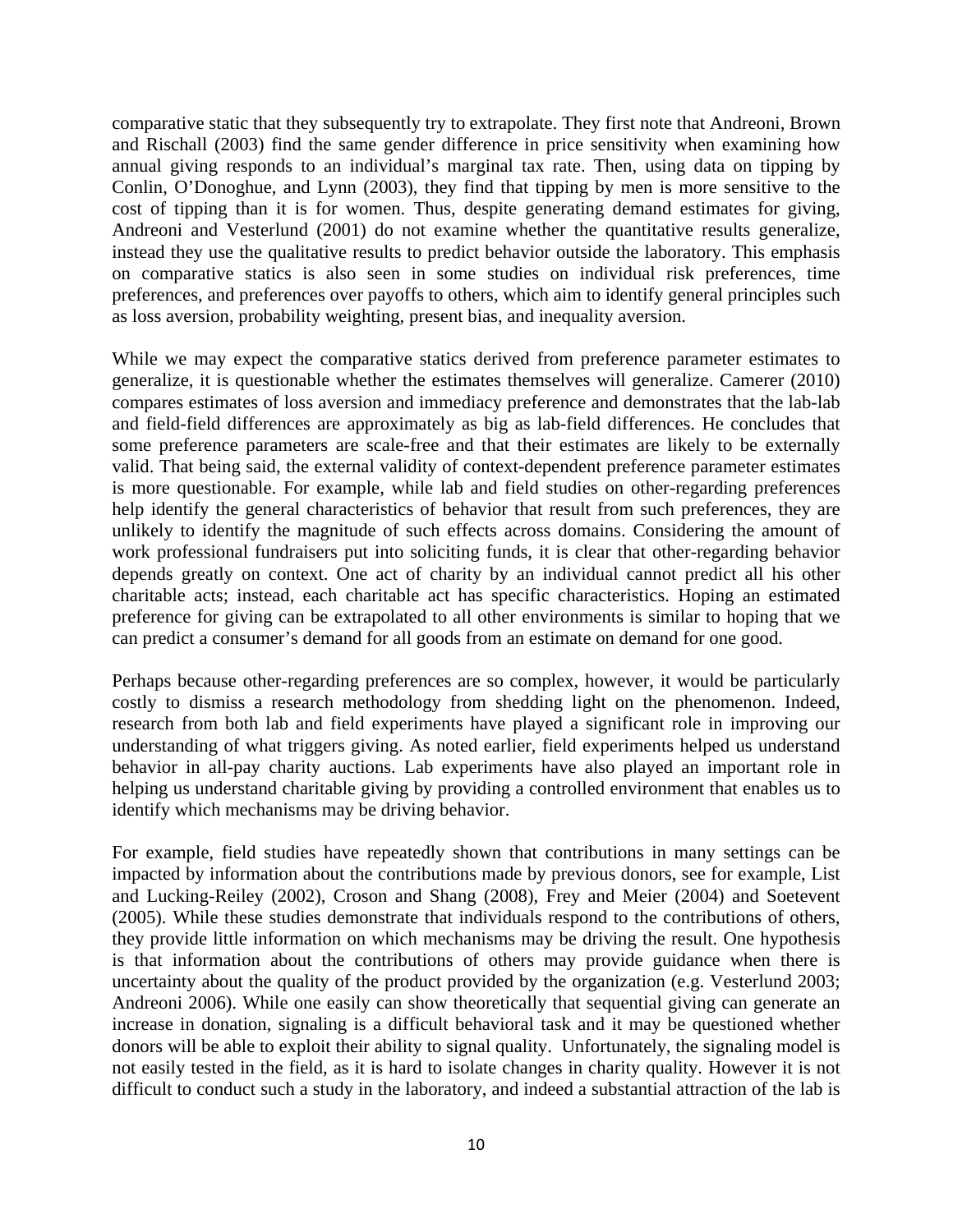comparative static that they subsequently try to extrapolate. They first note that Andreoni, Brown and Rischall (2003) find the same gender difference in price sensitivity when examining how annual giving responds to an individual's marginal tax rate. Then, using data on tipping by Conlin, O'Donoghue, and Lynn (2003), they find that tipping by men is more sensitive to the cost of tipping than it is for women. Thus, despite generating demand estimates for giving, Andreoni and Vesterlund (2001) do not examine whether the quantitative results generalize, instead they use the qualitative results to predict behavior outside the laboratory. This emphasis on comparative statics is also seen in some studies on individual risk preferences, time preferences, and preferences over payoffs to others, which aim to identify general principles such as loss aversion, probability weighting, present bias, and inequality aversion.

While we may expect the comparative statics derived from preference parameter estimates to generalize, it is questionable whether the estimates themselves will generalize. Camerer (2010) compares estimates of loss aversion and immediacy preference and demonstrates that the lab-lab and field-field differences are approximately as big as lab-field differences. He concludes that some preference parameters are scale-free and that their estimates are likely to be externally valid. That being said, the external validity of context-dependent preference parameter estimates is more questionable. For example, while lab and field studies on other-regarding preferences help identify the general characteristics of behavior that result from such preferences, they are unlikely to identify the magnitude of such effects across domains. Considering the amount of work professional fundraisers put into soliciting funds, it is clear that other-regarding behavior depends greatly on context. One act of charity by an individual cannot predict all his other charitable acts; instead, each charitable act has specific characteristics. Hoping an estimated preference for giving can be extrapolated to all other environments is similar to hoping that we can predict a consumer's demand for all goods from an estimate on demand for one good.

Perhaps because other-regarding preferences are so complex, however, it would be particularly costly to dismiss a research methodology from shedding light on the phenomenon. Indeed, research from both lab and field experiments have played a significant role in improving our understanding of what triggers giving. As noted earlier, field experiments helped us understand behavior in all-pay charity auctions. Lab experiments have also played an important role in helping us understand charitable giving by providing a controlled environment that enables us to identify which mechanisms may be driving behavior.

For example, field studies have repeatedly shown that contributions in many settings can be impacted by information about the contributions made by previous donors, see for example, List and Lucking-Reiley (2002), Croson and Shang (2008), Frey and Meier (2004) and Soetevent (2005). While these studies demonstrate that individuals respond to the contributions of others, they provide little information on which mechanisms may be driving the result. One hypothesis is that information about the contributions of others may provide guidance when there is uncertainty about the quality of the product provided by the organization (e.g. Vesterlund 2003; Andreoni 2006). While one easily can show theoretically that sequential giving can generate an increase in donation, signaling is a difficult behavioral task and it may be questioned whether donors will be able to exploit their ability to signal quality. Unfortunately, the signaling model is not easily tested in the field, as it is hard to isolate changes in charity quality. However it is not difficult to conduct such a study in the laboratory, and indeed a substantial attraction of the lab is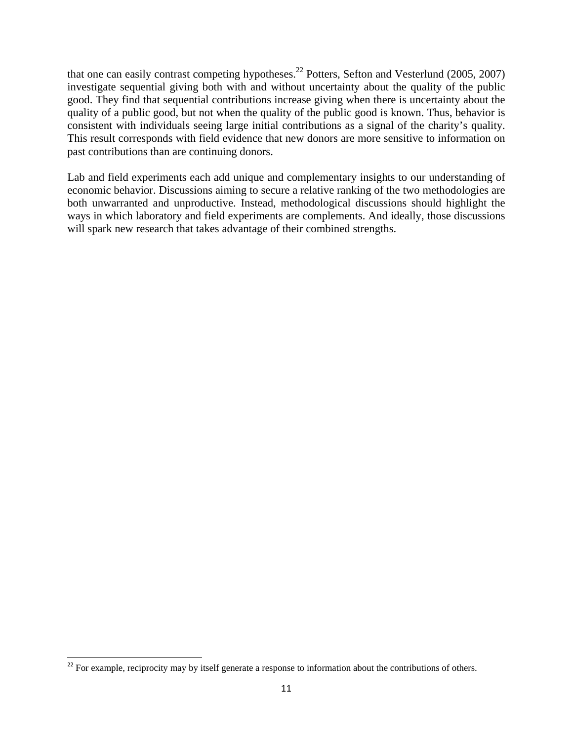that one can easily contrast competing hypotheses.[22] Potters, Sefton and Vesterlund (2005, 2007) investigate sequential giving both with and without uncertainty about the quality of the public good. They find that sequential contributions increase giving when there is uncertainty about the quality of a public good, but not when the quality of the public good is known. Thus, behavior is consistent with individuals seeing large initial contributions as a signal of the charity's quality. This result corresponds with field evidence that new donors are more sensitive to information on past contributions than are continuing donors.

Lab and field experiments each add unique and complementary insights to our understanding of economic behavior. Discussions aiming to secure a relative ranking of the two methodologies are both unwarranted and unproductive. Instead, methodological discussions should highlight the ways in which laboratory and field experiments are complements. And ideally, those discussions will spark new research that takes advantage of their combined strengths.

[22] For example, reciprocity may by itself generate a response to information about the contributions of others.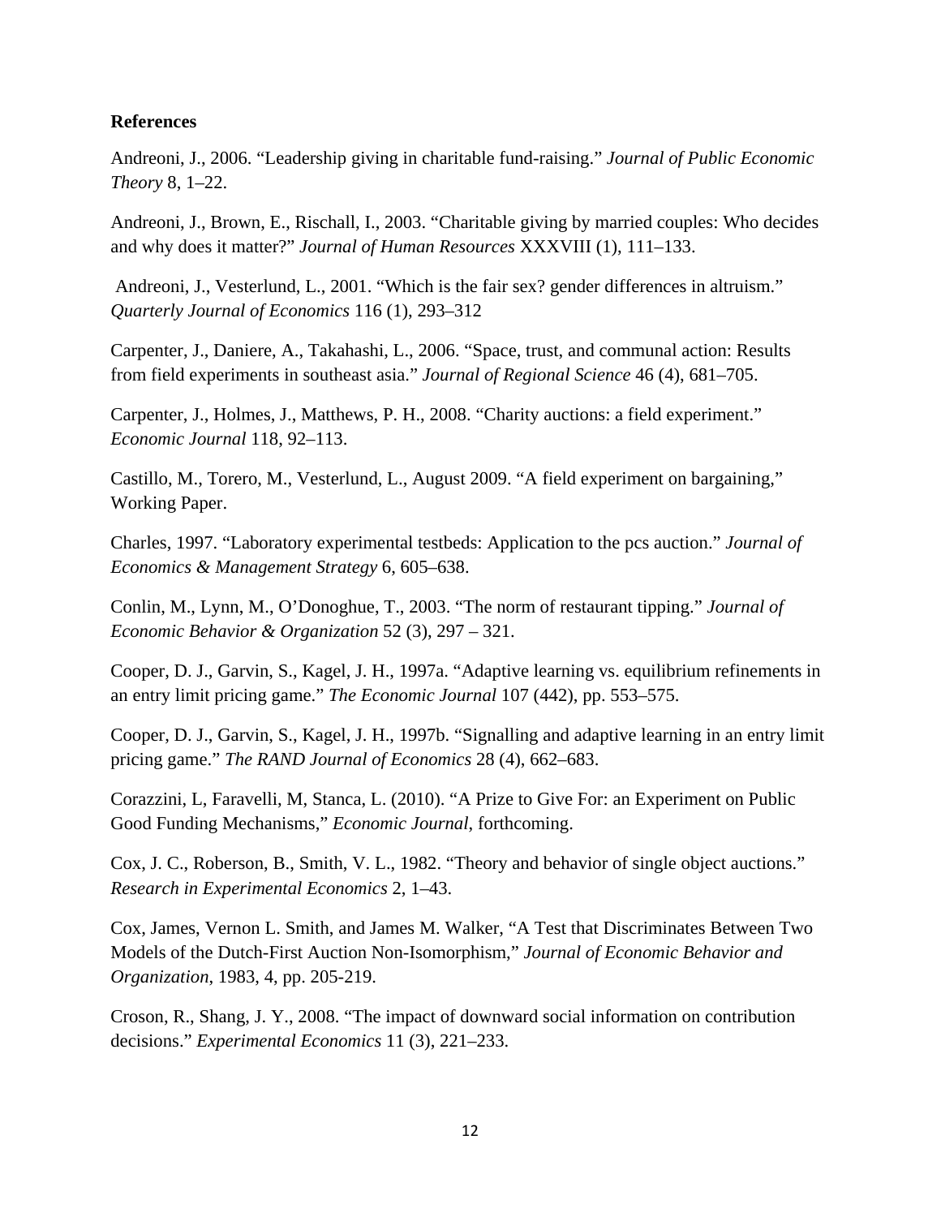**References**

Andreoni, J., 2006. "Leadership giving in charitable fund-raising." *Journal of Public Economic Theory* 8, 1–22.

Andreoni, J., Brown, E., Rischall, I., 2003. "Charitable giving by married couples: Who decides and why does it matter?" *Journal of Human Resources* XXXVIII (1), 111–133.

Andreoni, J., Vesterlund, L., 2001. "Which is the fair sex? gender differences in altruism." *Quarterly Journal of Economics* 116 (1), 293–312

Carpenter, J., Daniere, A., Takahashi, L., 2006. "Space, trust, and communal action: Results from field experiments in southeast asia." *Journal of Regional Science* 46 (4), 681–705.

Carpenter, J., Holmes, J., Matthews, P. H., 2008. "Charity auctions: a field experiment." *Economic Journal* 118, 92–113.

Castillo, M., Torero, M., Vesterlund, L., August 2009. "A field experiment on bargaining," Working Paper.

Charles, 1997. "Laboratory experimental testbeds: Application to the pcs auction." *Journal of Economics & Management Strategy* 6, 605–638.

Conlin, M., Lynn, M., O'Donoghue, T., 2003. "The norm of restaurant tipping." *Journal of Economic Behavior & Organization* 52 (3), 297 – 321.

Cooper, D. J., Garvin, S., Kagel, J. H., 1997a. "Adaptive learning vs. equilibrium refinements in an entry limit pricing game." *The Economic Journal* 107 (442), pp. 553–575.

Cooper, D. J., Garvin, S., Kagel, J. H., 1997b. "Signalling and adaptive learning in an entry limit pricing game." *The RAND Journal of Economics* 28 (4), 662–683.

Corazzini, L, Faravelli, M, Stanca, L. (2010). "A Prize to Give For: an Experiment on Public Good Funding Mechanisms," *Economic Journal*, forthcoming.

Cox, J. C., Roberson, B., Smith, V. L., 1982. "Theory and behavior of single object auctions." *Research in Experimental Economics* 2, 1–43.

Cox, James, Vernon L. Smith, and James M. Walker, "A Test that Discriminates Between Two Models of the Dutch-First Auction Non-Isomorphism," *Journal of Economic Behavior and Organization*, 1983, 4, pp. 205-219.

Croson, R., Shang, J. Y., 2008. "The impact of downward social information on contribution decisions." *Experimental Economics* 11 (3), 221–233.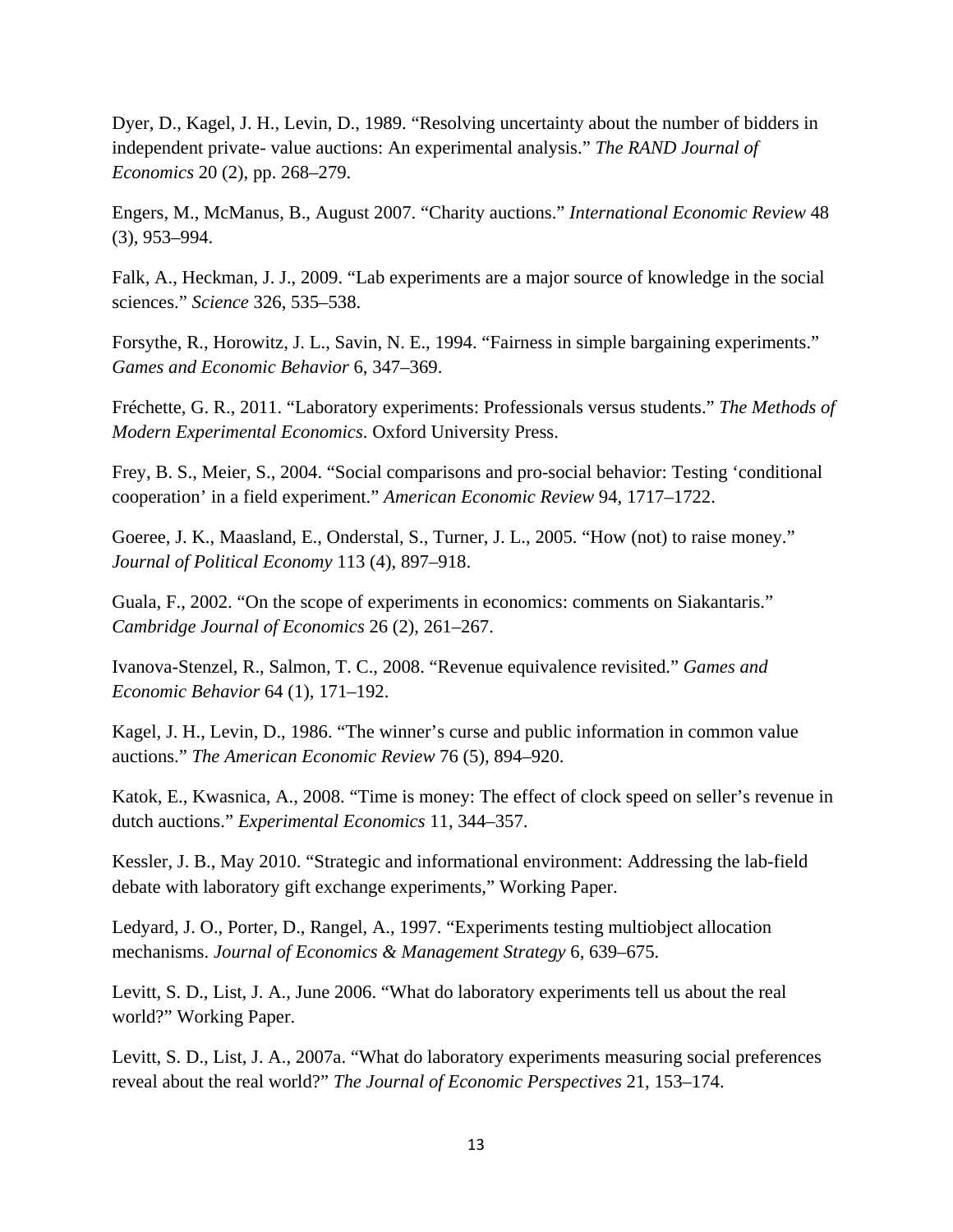Dyer, D., Kagel, J. H., Levin, D., 1989. “Resolving uncertainty about the number of bidders in independent private- value auctions: An experimental analysis.” *The RAND Journal of Economics* 20 (2), pp. 268–279.

Engers, M., McManus, B., August 2007. “Charity auctions.” *International Economic Review* 48 (3), 953–994.

Falk, A., Heckman, J. J., 2009. “Lab experiments are a major source of knowledge in the social sciences.” *Science* 326, 535–538.

Forsythe, R., Horowitz, J. L., Savin, N. E., 1994. “Fairness in simple bargaining experiments.” *Games and Economic Behavior* 6, 347–369.

Fréchette, G. R., 2011. “Laboratory experiments: Professionals versus students.” *The Methods of Modern Experimental Economics*. Oxford University Press.

Frey, B. S., Meier, S., 2004. “Social comparisons and pro-social behavior: Testing ‘conditional cooperation’ in a field experiment.” *American Economic Review* 94, 1717–1722.

Goeree, J. K., Maasland, E., Onderstal, S., Turner, J. L., 2005. “How (not) to raise money.” *Journal of Political Economy* 113 (4), 897–918.

Guala, F., 2002. “On the scope of experiments in economics: comments on Siakantaris.” *Cambridge Journal of Economics* 26 (2), 261–267.

Ivanova-Stenzel, R., Salmon, T. C., 2008. “Revenue equivalence revisited.” *Games and Economic Behavior* 64 (1), 171–192.

Kagel, J. H., Levin, D., 1986. “The winner’s curse and public information in common value auctions.” *The American Economic Review* 76 (5), 894–920.

Katok, E., Kwasnica, A., 2008. “Time is money: The effect of clock speed on seller’s revenue in dutch auctions.” *Experimental Economics* 11, 344–357.

Kessler, J. B., May 2010. “Strategic and informational environment: Addressing the lab-field debate with laboratory gift exchange experiments,” Working Paper.

Ledyard, J. O., Porter, D., Rangel, A., 1997. “Experiments testing multiobject allocation mechanisms. *Journal of Economics & Management Strategy* 6, 639–675.

Levitt, S. D., List, J. A., June 2006. “What do laboratory experiments tell us about the real world?” Working Paper.

Levitt, S. D., List, J. A., 2007a. “What do laboratory experiments measuring social preferences reveal about the real world?” *The Journal of Economic Perspectives* 21, 153–174.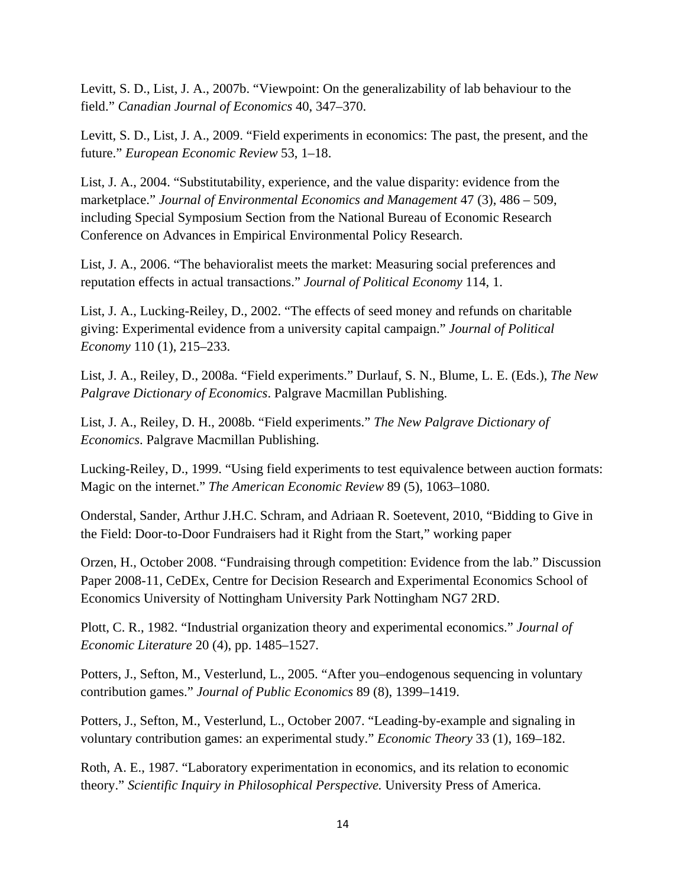Levitt, S. D., List, J. A., 2007b. “Viewpoint: On the generalizability of lab behaviour to the field.” *Canadian Journal of Economics* 40, 347–370.

Levitt, S. D., List, J. A., 2009. “Field experiments in economics: The past, the present, and the future.” *European Economic Review* 53, 1–18.

List, J. A., 2004. “Substitutability, experience, and the value disparity: evidence from the marketplace.” *Journal of Environmental Economics and Management* 47 (3), 486 – 509, including Special Symposium Section from the National Bureau of Economic Research Conference on Advances in Empirical Environmental Policy Research.

List, J. A., 2006. “The behavioralist meets the market: Measuring social preferences and reputation effects in actual transactions.” *Journal of Political Economy* 114, 1.

List, J. A., Lucking-Reiley, D., 2002. “The effects of seed money and refunds on charitable giving: Experimental evidence from a university capital campaign.” *Journal of Political Economy* 110 (1), 215–233.

List, J. A., Reiley, D., 2008a. “Field experiments.” Durlauf, S. N., Blume, L. E. (Eds.), *The New Palgrave Dictionary of Economics*. Palgrave Macmillan Publishing.

List, J. A., Reiley, D. H., 2008b. “Field experiments.” *The New Palgrave Dictionary of Economics*. Palgrave Macmillan Publishing.

Lucking-Reiley, D., 1999. “Using field experiments to test equivalence between auction formats: Magic on the internet.” *The American Economic Review* 89 (5), 1063–1080.

Onderstal, Sander, Arthur J.H.C. Schram, and Adriaan R. Soetevent, 2010, “Bidding to Give in the Field: Door-to-Door Fundraisers had it Right from the Start,” working paper

Orzen, H., October 2008. “Fundraising through competition: Evidence from the lab.” Discussion Paper 2008-11, CeDEx, Centre for Decision Research and Experimental Economics School of Economics University of Nottingham University Park Nottingham NG7 2RD.

Plott, C. R., 1982. “Industrial organization theory and experimental economics.” *Journal of Economic Literature* 20 (4), pp. 1485–1527.

Potters, J., Sefton, M., Vesterlund, L., 2005. “After you–endogenous sequencing in voluntary contribution games.” *Journal of Public Economics* 89 (8), 1399–1419.

Potters, J., Sefton, M., Vesterlund, L., October 2007. “Leading-by-example and signaling in voluntary contribution games: an experimental study.” *Economic Theory* 33 (1), 169–182.

Roth, A. E., 1987. “Laboratory experimentation in economics, and its relation to economic theory.” *Scientific Inquiry in Philosophical Perspective.* University Press of America.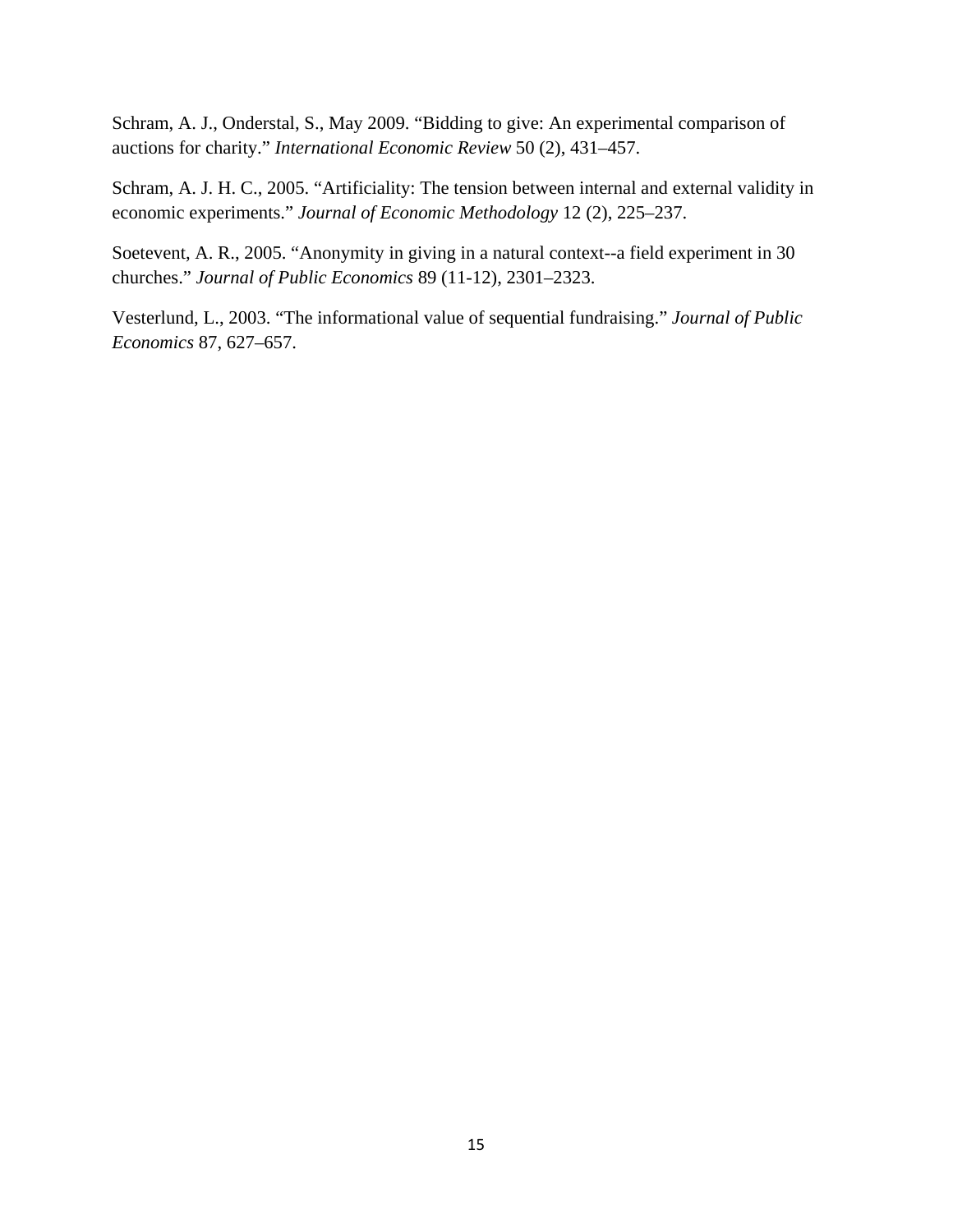Schram, A. J., Onderstal, S., May 2009. “Bidding to give: An experimental comparison of auctions for charity.” *International Economic Review* 50 (2), 431–457.

Schram, A. J. H. C., 2005. “Artificiality: The tension between internal and external validity in economic experiments.” *Journal of Economic Methodology* 12 (2), 225–237.

Soetevent, A. R., 2005. “Anonymity in giving in a natural context--a field experiment in 30 churches.” *Journal of Public Economics* 89 (11-12), 2301–2323.

Vesterlund, L., 2003. “The informational value of sequential fundraising.” *Journal of Public Economics* 87, 627–657.